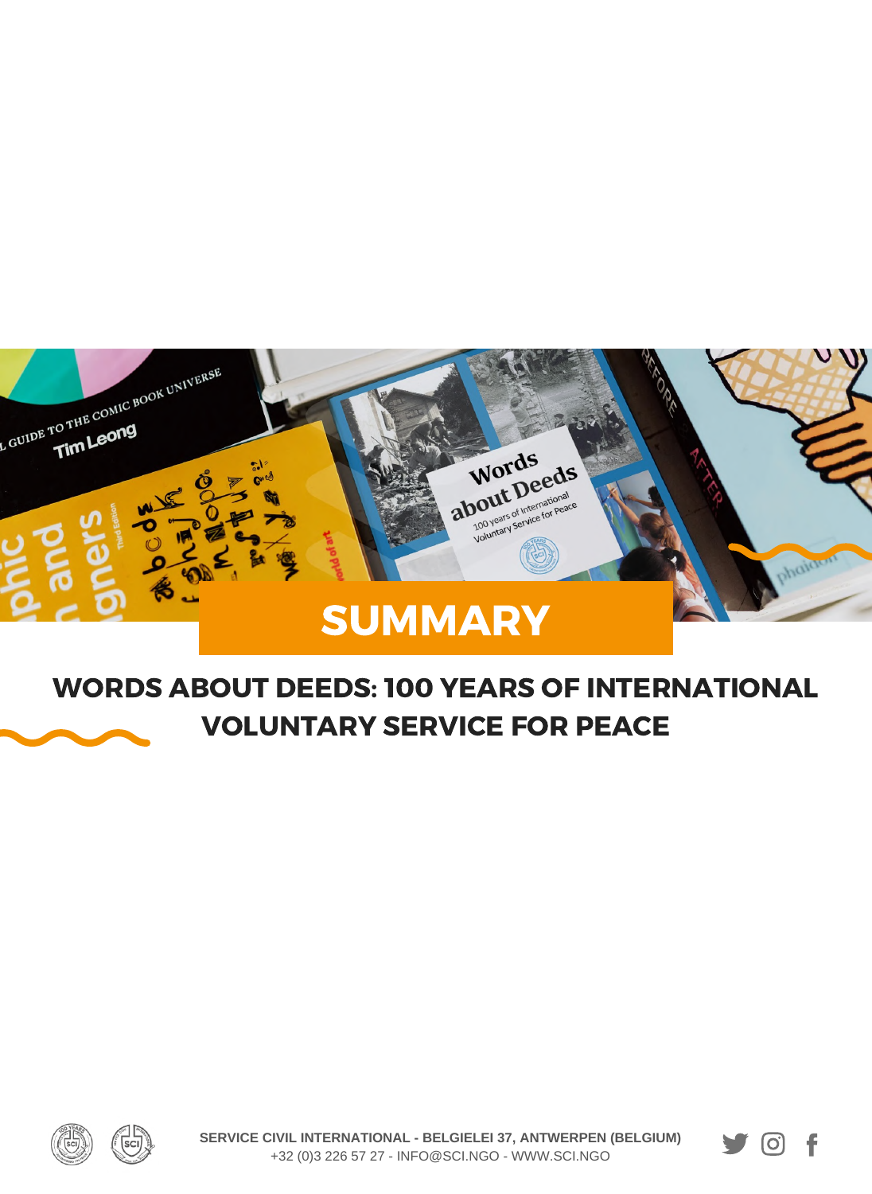# SUMMARY

## WORDS ABOUT DEEDS: 100 YEARS OF INTERNATIONAL VOLUNTARY SERVICE FOR PEACE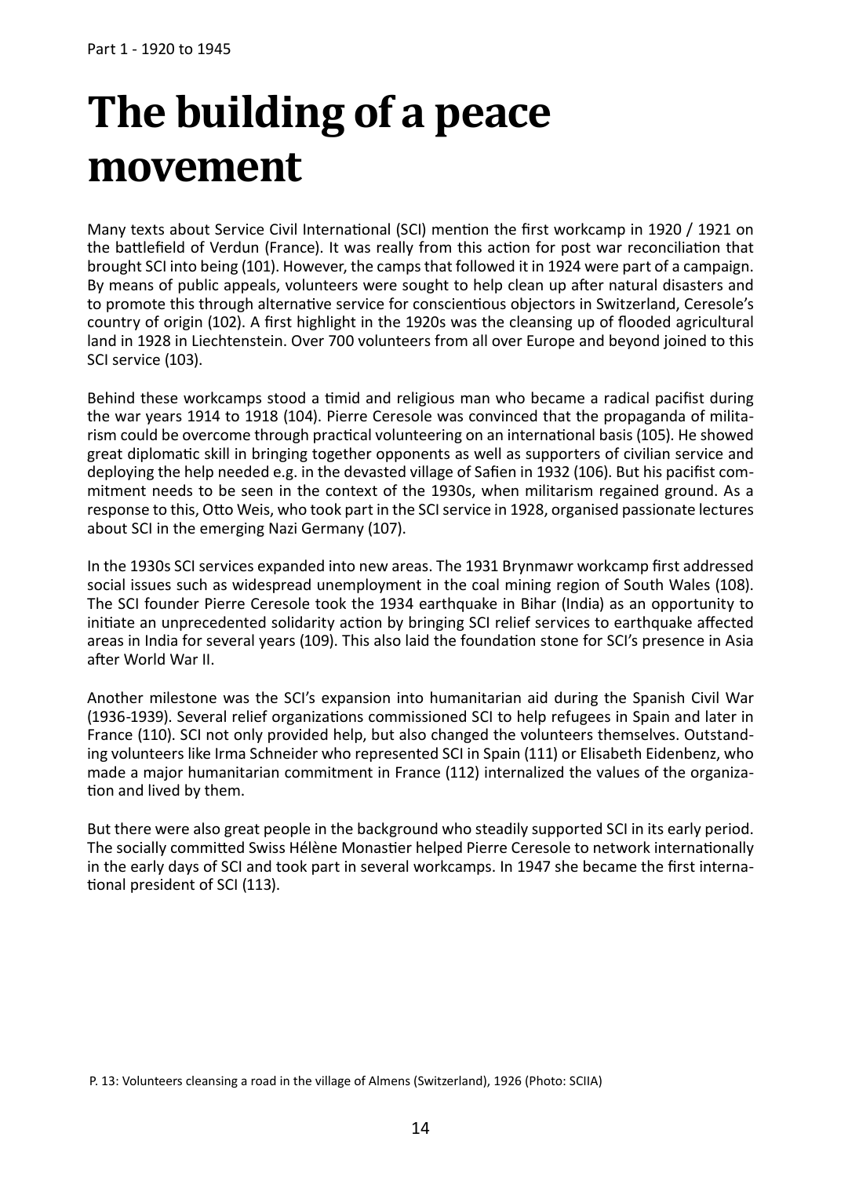# The building of a peace movement

Many texts about Service Civil International (SCI) mention the first workcamp in 1920 / 1921 on the battlefield of Verdun (France). It was really from this action for post war reconciliation that brought SCI into being (101). However, the camps that followed it in 1924 were part of a campaign. By means of public appeals, volunteers were sought to help clean up after natural disasters and to promote this through alternative service for conscientious objectors in Switzerland, Ceresole's country of origin (102). A first highlight in the 1920s was the cleansing up of flooded agricultural land in 1928 in Liechtenstein. Over 700 volunteers from all over Europe and beyond joined to this SCI service (103).

Behind these workcamps stood a timid and religious man who became a radical pacifist during the war years 1914 to 1918 (104). Pierre Ceresole was convinced that the propaganda of militarism could be overcome through practical volunteering on an international basis (105). He showed great diplomatic skill in bringing together opponents as well as supporters of civilian service and deploying the help needed e.g. in the devasted village of Safien in 1932 (106). But his pacifist commitment needs to be seen in the context of the 1930s, when militarism regained ground. As a response to this, Otto Weis, who took part in the SCI service in 1928, organised passionate lectures about SCI in the emerging Nazi Germany (107).

In the 1930s SCI services expanded into new areas. The 1931 Brynmawr workcamp first addressed social issues such as widespread unemployment in the coal mining region of South Wales (108). The SCI founder Pierre Ceresole took the 1934 earthquake in Bihar (India) as an opportunity to initiate an unprecedented solidarity action by bringing SCI relief services to earthquake affected areas in India for several years (109). This also laid the foundation stone for SCI's presence in Asia after World War II.

Another milestone was the SCI's expansion into humanitarian aid during the Spanish Civil War (1936-1939). Several relief organizations commissioned SCI to help refugees in Spain and later in France (110). SCI not only provided help, but also changed the volunteers themselves. Outstanding volunteers like Irma Schneider who represented SCI in Spain (111) or Elisabeth Eidenbenz, who made a major humanitarian commitment in France (112) internalized the values of the organization and lived by them.

But there were also great people in the background who steadily supported SCI in its early period. The socially committed Swiss Hélène Monastier helped Pierre Ceresole to network internationally in the early days of SCI and took part in several workcamps. In 1947 she became the first international president of SCI (113).

P. 13: Volunteers cleansing a road in the village of Almens (Switzerland), 1926 (Photo: SCIIA)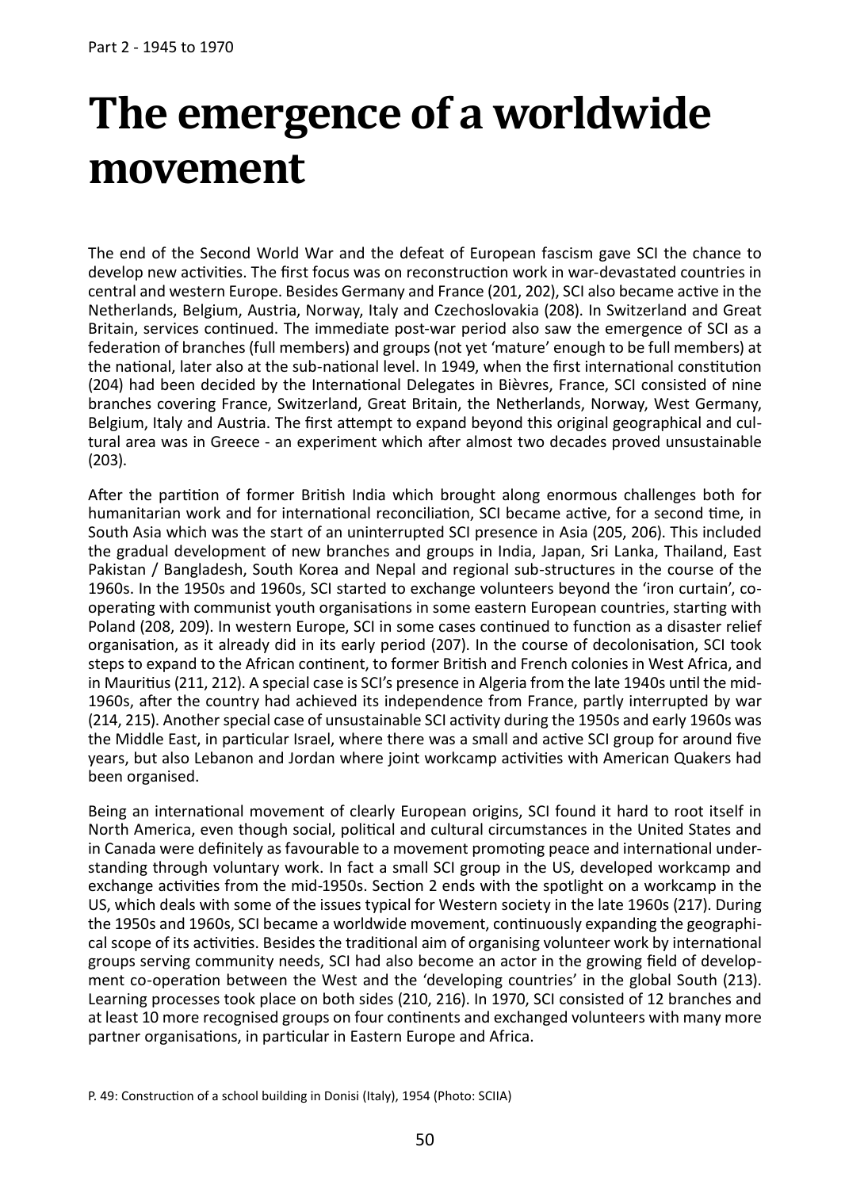# The emergence of a worldwide movement

The end of the Second World War and the defeat of European fascism gave SCI the chance to develop new activities. The first focus was on reconstruction work in war-devastated countries in central and western Europe. Besides Germany and France (201, 202), SCI also became active in the Netherlands, Belgium, Austria, Norway, Italy and Czechoslovakia (208). In Switzerland and Great Britain, services continued. The immediate post-war period also saw the emergence of SCI as a federation of branches (full members) and groups (not yet 'mature' enough to be full members) at the national, later also at the sub-national level. In 1949, when the first international constitution (204) had been decided by the International Delegates in Bièvres, France, SCI consisted of nine branches covering France, Switzerland, Great Britain, the Netherlands, Norway, West Germany, Belgium, Italy and Austria. The first attempt to expand beyond this original geographical and cultural area was in Greece - an experiment which after almost two decades proved unsustainable (203).

After the partition of former British India which brought along enormous challenges both for humanitarian work and for international reconciliation, SCI became active, for a second time, in South Asia which was the start of an uninterrupted SCI presence in Asia (205, 206). This included the gradual development of new branches and groups in India, Japan, Sri Lanka, Thailand, East Pakistan / Bangladesh, South Korea and Nepal and regional sub-structures in the course of the 1960s. In the 1950s and 1960s, SCI started to exchange volunteers beyond the 'iron curtain', co-operating with communist youth organisations in some eastern European countries, starting with Poland (208, 209). In western Europe, SCI in some cases continued to function as a disaster relief organisation, as it already did in its early period (207). In the course of decolonisation, SCI took steps to expand to the African continent, to former British and French colonies in West Africa, and in Mauritius (211, 212). A special case is SCI's presence in Algeria from the late 1940s until the mid-1960s, after the country had achieved its independence from France, partly interrupted by war (214, 215). Another special case of unsustainable SCI activity during the 1950s and early 1960s was the Middle East, in particular Israel, where there was a small and active SCI group for around five years, but also Lebanon and Jordan where joint workcamp activities with American Quakers had been organised.

Being an international movement of clearly European origins, SCI found it hard to root itself in North America, even though social, political and cultural circumstances in the United States and in Canada were definitely as favourable to a movement promoting peace and international understanding through voluntary work. In fact a small SCI group in the US, developed workcamp and exchange activities from the mid-1950s. Section 2 ends with the spotlight on a workcamp in the US, which deals with some of the issues typical for Western society in the late 1960s (217). During the 1950s and 1960s, SCI became a worldwide movement, continuously expanding the geographical scope of its activities. Besides the traditional aim of organising volunteer work by international groups serving community needs, SCI had also become an actor in the growing field of development co-operation between the West and the 'developing countries' in the global South (213). Learning processes took place on both sides (210, 216). In 1970, SCI consisted of 12 branches and at least 10 more recognised groups on four continents and exchanged volunteers with many more partner organisations, in particular in Eastern Europe and Africa.

P. 49: Construction of a school building in Donisi (Italy), 1954 (Photo: SCIIA)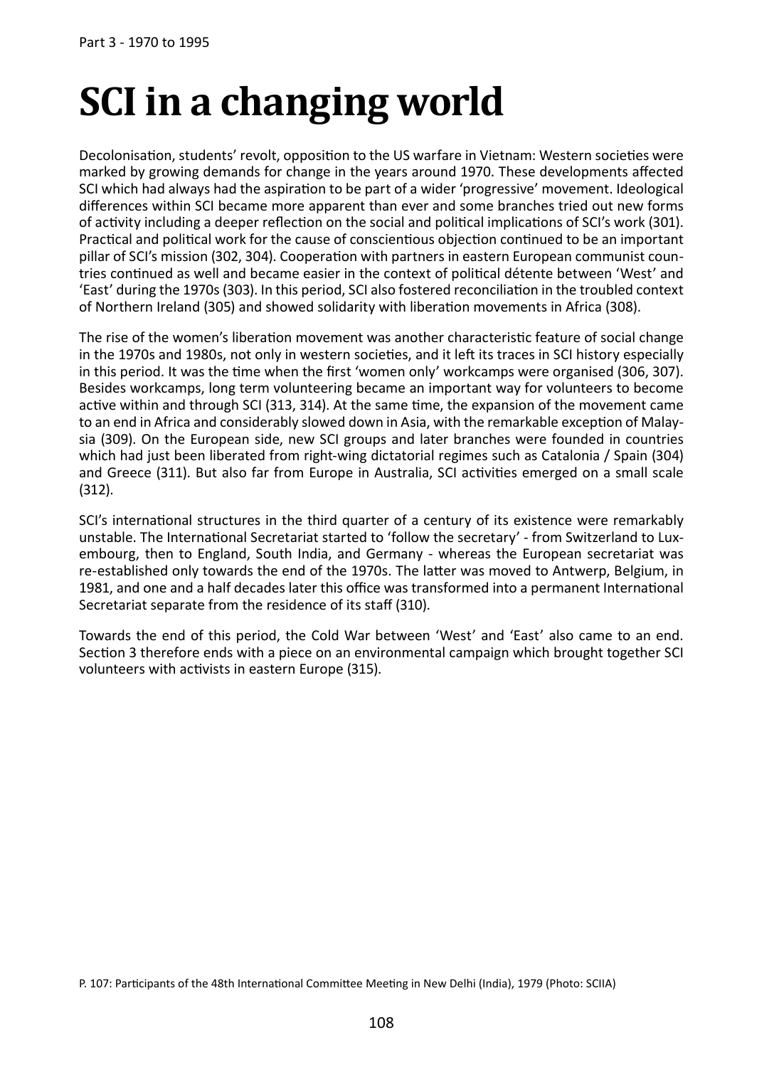# SCI in a changing world

Decolonisation, students' revolt, opposition to the US warfare in Vietnam: Western societies were marked by growing demands for change in the years around 1970. These developments affected SCI which had always had the aspiration to be part of a wider 'progressive' movement. Ideological differences within SCI became more apparent than ever and some branches tried out new forms of activity including a deeper reflection on the social and political implications of SCI's work (301). Practical and political work for the cause of conscientious objection continued to be an important pillar of SCI's mission (302, 304). Cooperation with partners in eastern European communist countries continued as well and became easier in the context of political détente between 'West' and 'East' during the 1970s (303). In this period, SCI also fostered reconciliation in the troubled context of Northern Ireland (305) and showed solidarity with liberation movements in Africa (308).

The rise of the women's liberation movement was another characteristic feature of social change in the 1970s and 1980s, not only in western societies, and it left its traces in SCI history especially in this period. It was the time when the first 'women only' workcamps were organised (306, 307). Besides workcamps, long term volunteering became an important way for volunteers to become active within and through SCI (313, 314). At the same time, the expansion of the movement came to an end in Africa and considerably slowed down in Asia, with the remarkable exception of Malaysia (309). On the European side, new SCI groups and later branches were founded in countries which had just been liberated from right-wing dictatorial regimes such as Catalonia / Spain (304) and Greece (311). But also far from Europe in Australia, SCI activities emerged on a small scale (312).

SCI's international structures in the third quarter of a century of its existence were remarkably unstable. The International Secretariat started to 'follow the secretary' - from Switzerland to Luxembourg, then to England, South India, and Germany - whereas the European secretariat was re-established only towards the end of the 1970s. The latter was moved to Antwerp, Belgium, in 1981, and one and a half decades later this office was transformed into a permanent International Secretariat separate from the residence of its staff (310).

Towards the end of this period, the Cold War between 'West' and 'East' also came to an end. Section 3 therefore ends with a piece on an environmental campaign which brought together SCI volunteers with activists in eastern Europe (315).

P. 107: Participants of the 48th International Committee Meeting in New Delhi (India), 1979 (Photo: SCIIA)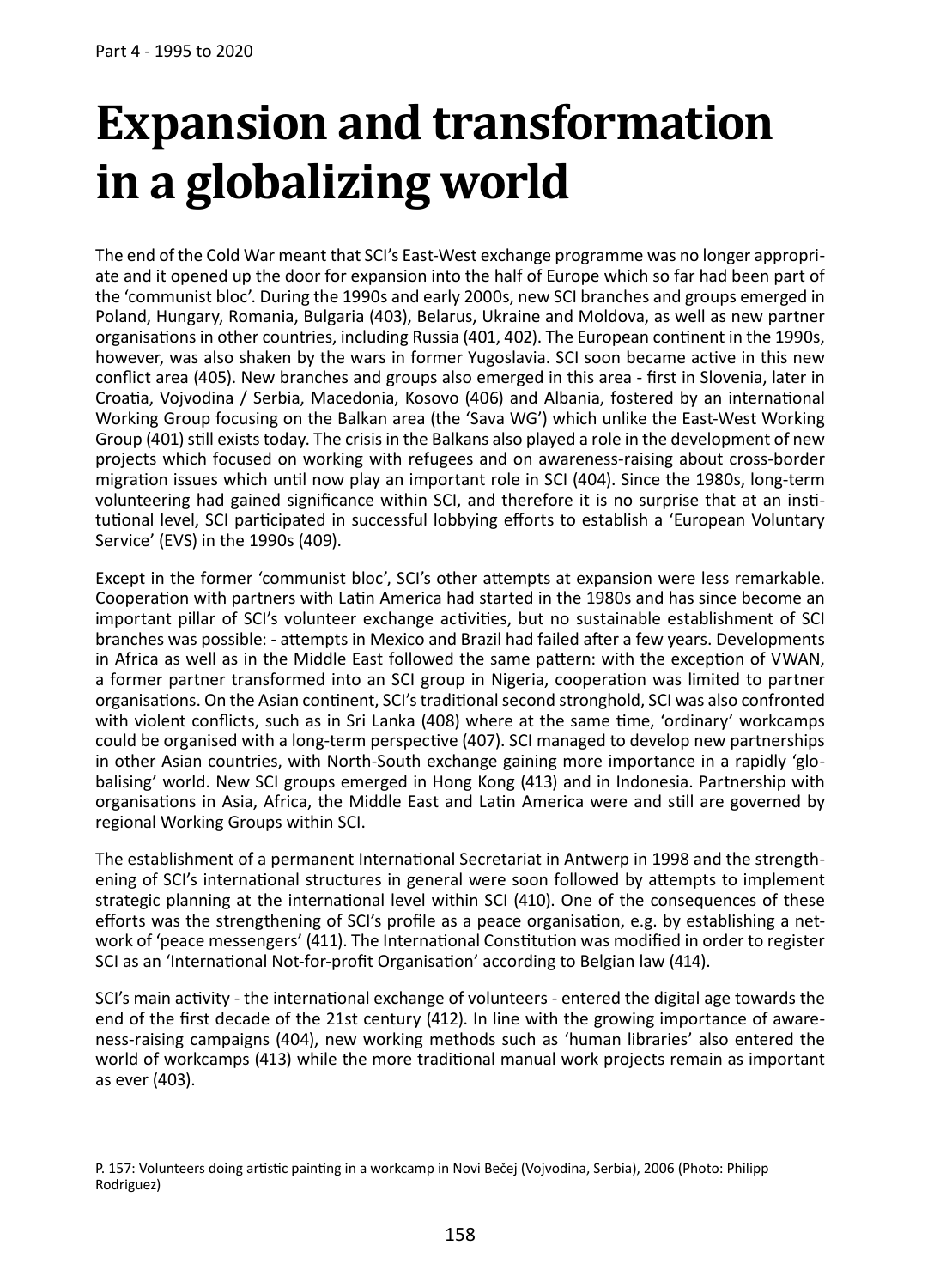# Expansion and transformation in a globalizing world

The end of the Cold War meant that SCI's East-West exchange programme was no longer appropriate and it opened up the door for expansion into the half of Europe which so far had been part of the 'communist bloc'. During the 1990s and early 2000s, new SCI branches and groups emerged in Poland, Hungary, Romania, Bulgaria (403), Belarus, Ukraine and Moldova, as well as new partner organisations in other countries, including Russia (401, 402). The European continent in the 1990s, however, was also shaken by the wars in former Yugoslavia. SCI soon became active in this new conflict area (405). New branches and groups also emerged in this area - first in Slovenia, later in Croatia, Vojvodina / Serbia, Macedonia, Kosovo (406) and Albania, fostered by an international Working Group focusing on the Balkan area (the 'Sava WG') which unlike the East-West Working Group (401) still exists today. The crisis in the Balkans also played a role in the development of new projects which focused on working with refugees and on awareness-raising about cross-border migration issues which until now play an important role in SCI (404). Since the 1980s, long-term volunteering had gained significance within SCI, and therefore it is no surprise that at an institutional level, SCI participated in successful lobbying efforts to establish a 'European Voluntary Service' (EVS) in the 1990s (409).

Except in the former 'communist bloc', SCI's other attempts at expansion were less remarkable. Cooperation with partners with Latin America had started in the 1980s and has since become an important pillar of SCI's volunteer exchange activities, but no sustainable establishment of SCI branches was possible: - attempts in Mexico and Brazil had failed after a few years. Developments in Africa as well as in the Middle East followed the same pattern: with the exception of VWAN, a former partner transformed into an SCI group in Nigeria, cooperation was limited to partner organisations. On the Asian continent, SCI's traditional second stronghold, SCI was also confronted with violent conflicts, such as in Sri Lanka (408) where at the same time, 'ordinary' workcamps could be organised with a long-term perspective (407). SCI managed to develop new partnerships in other Asian countries, with North-South exchange gaining more importance in a rapidly 'globalising' world. New SCI groups emerged in Hong Kong (413) and in Indonesia. Partnership with organisations in Asia, Africa, the Middle East and Latin America were and still are governed by regional Working Groups within SCI.

The establishment of a permanent International Secretariat in Antwerp in 1998 and the strengthening of SCI's international structures in general were soon followed by attempts to implement strategic planning at the international level within SCI (410). One of the consequences of these efforts was the strengthening of SCI's profile as a peace organisation, e.g. by establishing a network of 'peace messengers' (411). The International Constitution was modified in order to register SCI as an 'International Not-for-profit Organisation' according to Belgian law (414).

SCI's main activity - the international exchange of volunteers - entered the digital age towards the end of the first decade of the 21st century (412). In line with the growing importance of awareness-raising campaigns (404), new working methods such as 'human libraries' also entered the world of workcamps (413) while the more traditional manual work projects remain as important as ever (403).

P. 157: Volunteers doing artistic painting in a workcamp in Novi Bečej (Vojvodina, Serbia), 2006 (Photo: Philipp Rodriguez)